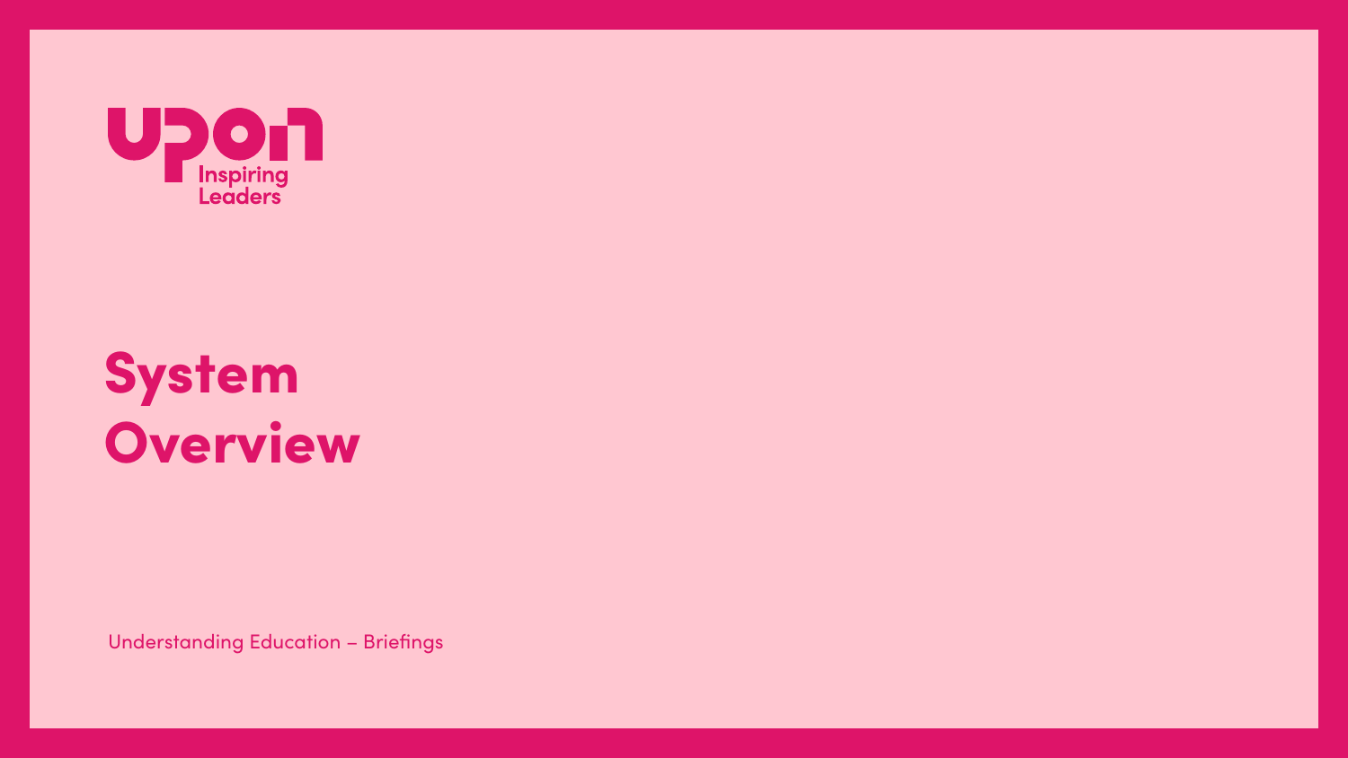upon Inspiring Leaders

# System Overview

Understanding Education – Briefings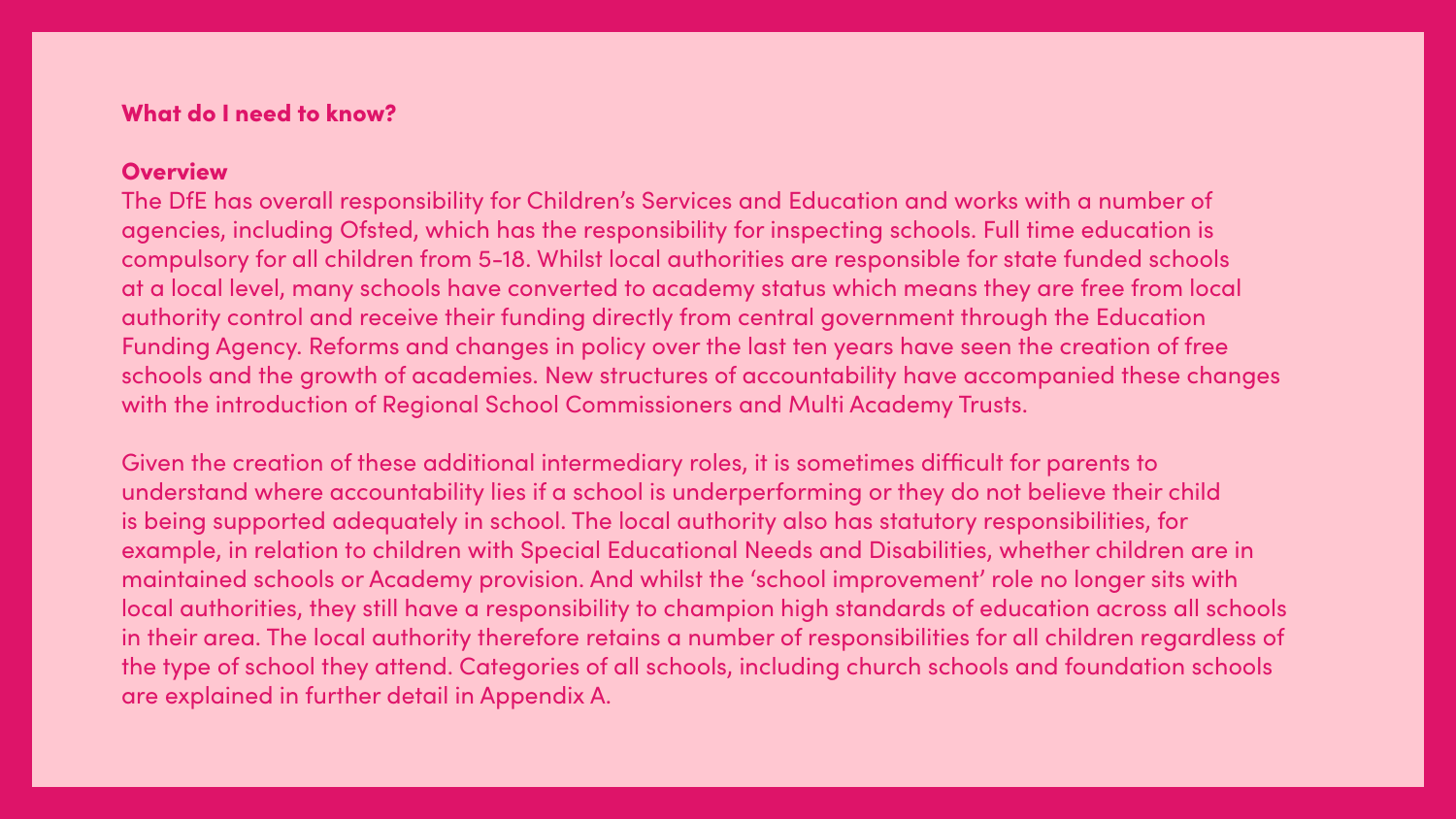## What do I need to know?

### Overview

The DfE has overall responsibility for Children's Services and Education and works with a number of agencies, including Ofsted, which has the responsibility for inspecting schools. Full time education is compulsory for all children from 5-18. Whilst local authorities are responsible for state funded schools at a local level, many schools have converted to academy status which means they are free from local authority control and receive their funding directly from central government through the Education Funding Agency. Reforms and changes in policy over the last ten years have seen the creation of free schools and the growth of academies. New structures of accountability have accompanied these changes with the introduction of Regional School Commissioners and Multi Academy Trusts.

Given the creation of these additional intermediary roles, it is sometimes difficult for parents to understand where accountability lies if a school is underperforming or they do not believe their child is being supported adequately in school. The local authority also has statutory responsibilities, for example, in relation to children with Special Educational Needs and Disabilities, whether children are in maintained schools or Academy provision. And whilst the 'school improvement' role no longer sits with local authorities, they still have a responsibility to champion high standards of education across all schools in their area. The local authority therefore retains a number of responsibilities for all children regardless of the type of school they attend. Categories of all schools, including church schools and foundation schools are explained in further detail in Appendix A.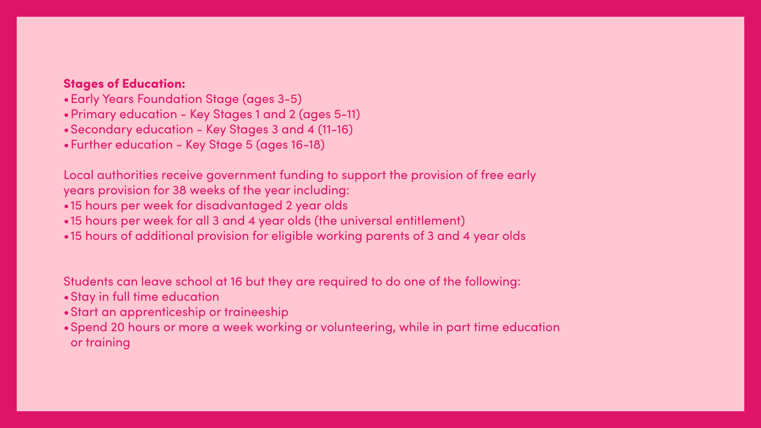**Stages of Education:**

- Early Years Foundation Stage (ages 3-5)
- Primary education - Key Stages 1 and 2 (ages 5-11)
- Secondary education - Key Stages 3 and 4 (11-16)
- Further education - Key Stage 5 (ages 16-18)

Local authorities receive government funding to support the provision of free early years provision for 38 weeks of the year including:

- 15 hours per week for disadvantaged 2 year olds
- 15 hours per week for all 3 and 4 year olds (the universal entitlement)
- 15 hours of additional provision for eligible working parents of 3 and 4 year olds

Students can leave school at 16 but they are required to do one of the following:

- Stay in full time education
- Start an apprenticeship or traineeship
- Spend 20 hours or more a week working or volunteering, while in part time education or training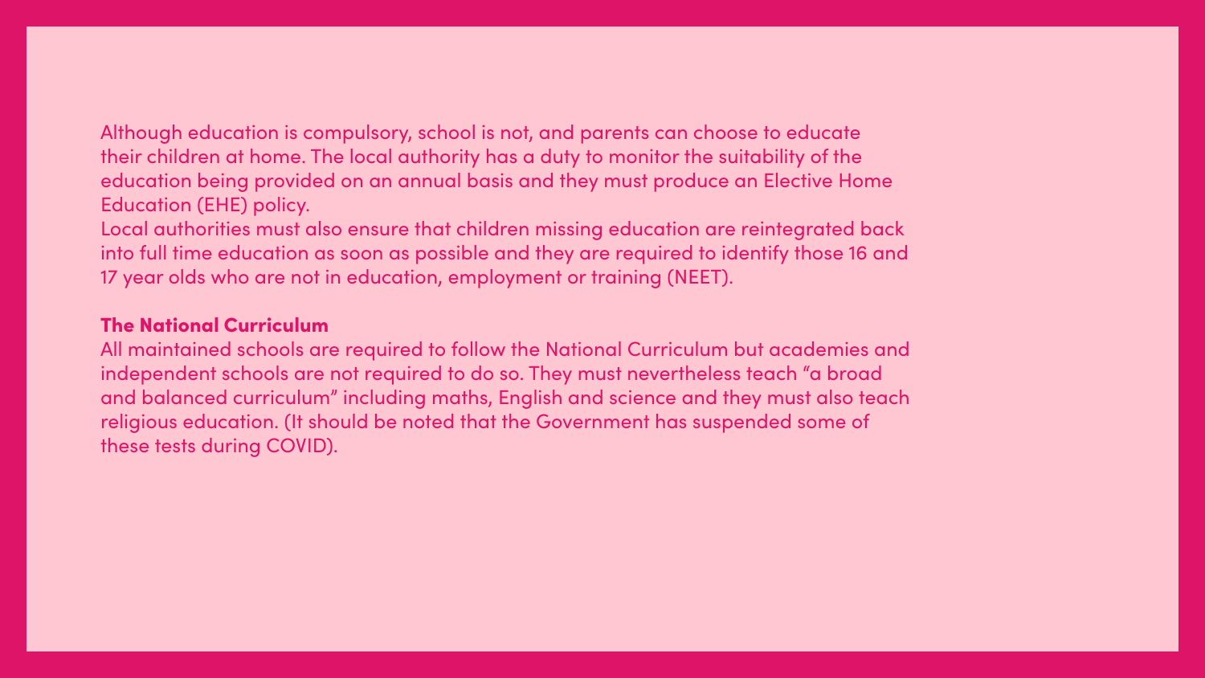Although education is compulsory, school is not, and parents can choose to educate their children at home. The local authority has a duty to monitor the suitability of the education being provided on an annual basis and they must produce an Elective Home Education (EHE) policy.

Local authorities must also ensure that children missing education are reintegrated back into full time education as soon as possible and they are required to identify those 16 and 17 year olds who are not in education, employment or training (NEET).

## The National Curriculum

All maintained schools are required to follow the National Curriculum but academies and independent schools are not required to do so. They must nevertheless teach "a broad and balanced curriculum" including maths, English and science and they must also teach religious education. (It should be noted that the Government has suspended some of these tests during COVID).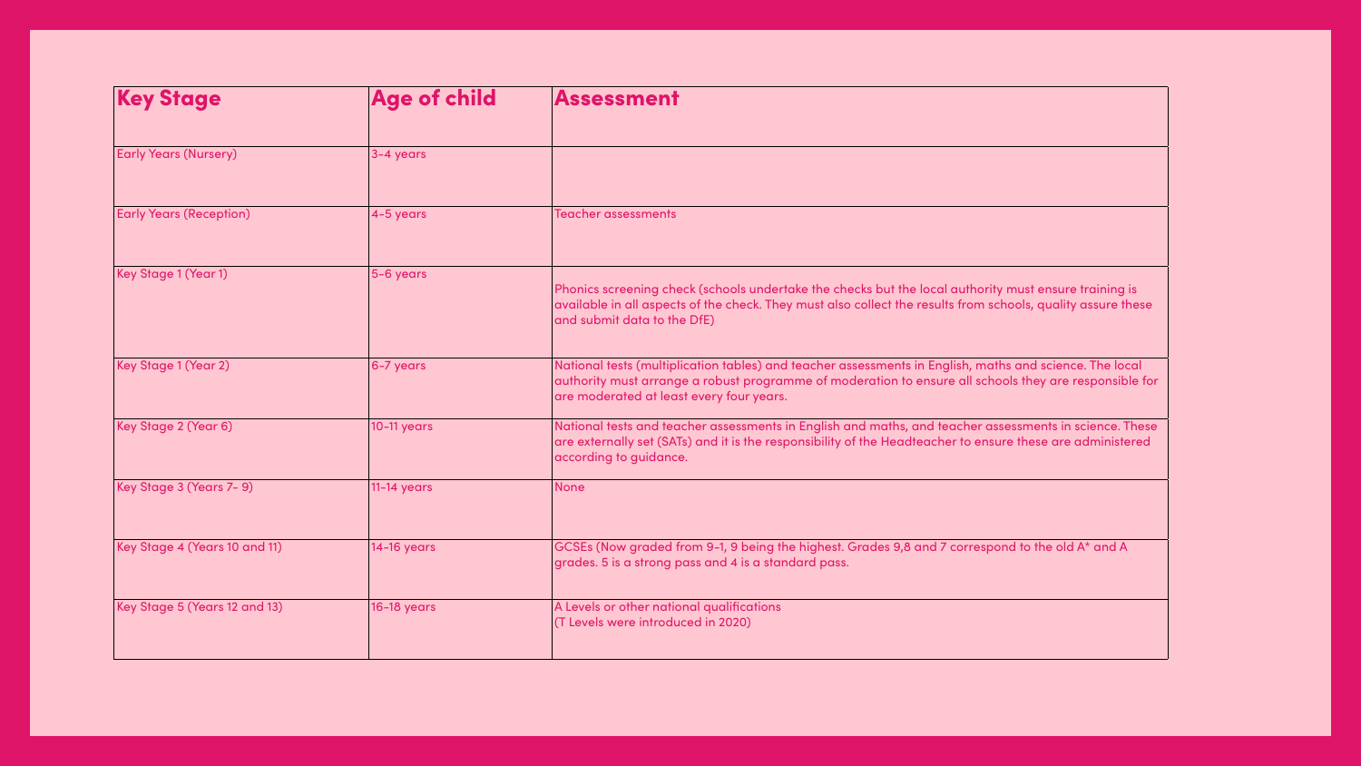| Key Stage | Age of child | Assessment |
| --- | --- | --- |
| Early Years (Nursery) | 3-4 years | |
| Early Years (Reception) | 4-5 years | Teacher assessments |
| Key Stage 1 (Year 1) | 5-6 years | Phonics screening check (schools undertake the checks but the local authority must ensure training is available in all aspects of the check. They must also collect the results from schools, quality assure these and submit data to the DfE) |
| Key Stage 1 (Year 2) | 6-7 years | National tests (multiplication tables) and teacher assessments in English, maths and science. The local authority must arrange a robust programme of moderation to ensure all schools they are responsible for are moderated at least every four years. |
| Key Stage 2 (Year 6) | 10-11 years | National tests and teacher assessments in English and maths, and teacher assessments in science. These are externally set (SATs) and it is the responsibility of the Headteacher to ensure these are administered according to guidance. |
| Key Stage 3 (Years 7- 9) | 11-14 years | None |
| Key Stage 4 (Years 10 and 11) | 14-16 years | GCSEs (Now graded from 9-1, 9 being the highest. Grades 9,8 and 7 correspond to the old A* and A grades. 5 is a strong pass and 4 is a standard pass. |
| Key Stage 5 (Years 12 and 13) | 16-18 years | A Levels or other national qualifications (T Levels were introduced in 2020) |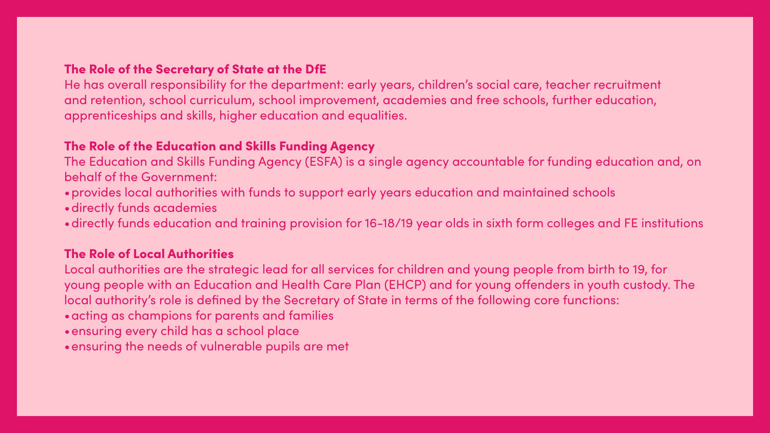### The Role of the Secretary of State at the DfE

He has overall responsibility for the department: early years, children's social care, teacher recruitment and retention, school curriculum, school improvement, academies and free schools, further education, apprenticeships and skills, higher education and equalities.

### The Role of the Education and Skills Funding Agency

The Education and Skills Funding Agency (ESFA) is a single agency accountable for funding education and, on behalf of the Government:

- provides local authorities with funds to support early years education and maintained schools
- directly funds academies
- directly funds education and training provision for 16-18/19 year olds in sixth form colleges and FE institutions

### The Role of Local Authorities

Local authorities are the strategic lead for all services for children and young people from birth to 19, for young people with an Education and Health Care Plan (EHCP) and for young offenders in youth custody. The local authority's role is defined by the Secretary of State in terms of the following core functions:

- acting as champions for parents and families
- ensuring every child has a school place
- ensuring the needs of vulnerable pupils are met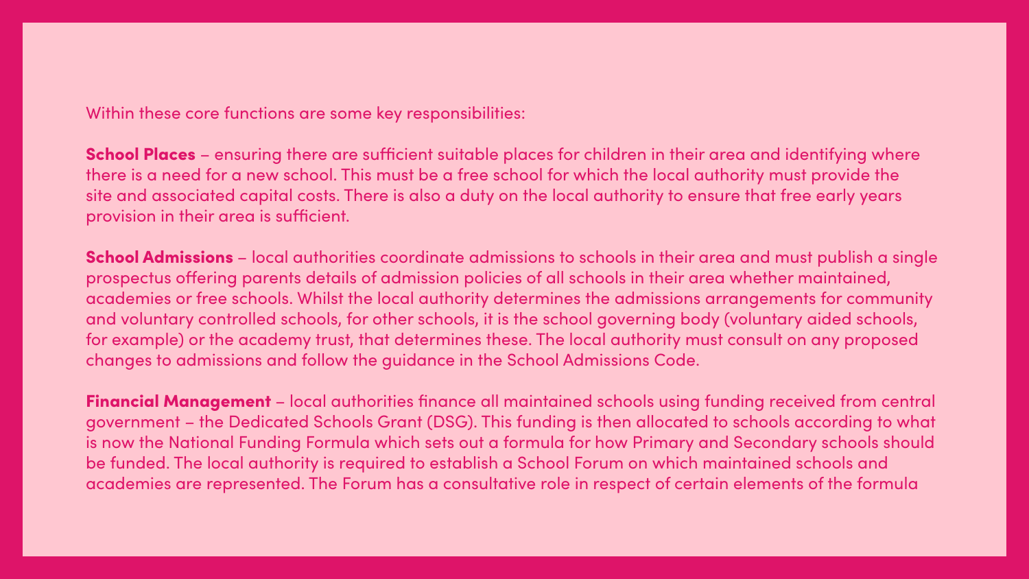Within these core functions are some key responsibilities:

**School Places** – ensuring there are sufficient suitable places for children in their area and identifying where there is a need for a new school. This must be a free school for which the local authority must provide the site and associated capital costs. There is also a duty on the local authority to ensure that free early years provision in their area is sufficient.

**School Admissions** – local authorities coordinate admissions to schools in their area and must publish a single prospectus offering parents details of admission policies of all schools in their area whether maintained, academies or free schools. Whilst the local authority determines the admissions arrangements for community and voluntary controlled schools, for other schools, it is the school governing body (voluntary aided schools, for example) or the academy trust, that determines these. The local authority must consult on any proposed changes to admissions and follow the guidance in the School Admissions Code.

**Financial Management** – local authorities finance all maintained schools using funding received from central government – the Dedicated Schools Grant (DSG). This funding is then allocated to schools according to what is now the National Funding Formula which sets out a formula for how Primary and Secondary schools should be funded. The local authority is required to establish a School Forum on which maintained schools and academies are represented. The Forum has a consultative role in respect of certain elements of the formula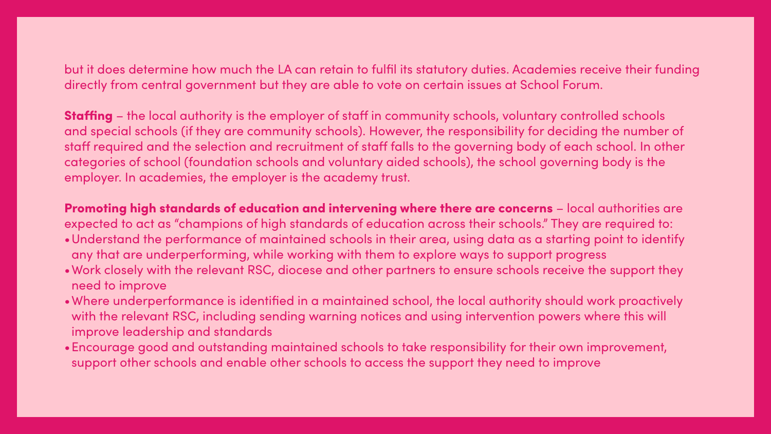but it does determine how much the LA can retain to fulfil its statutory duties. Academies receive their funding directly from central government but they are able to vote on certain issues at School Forum.

**Staffing** – the local authority is the employer of staff in community schools, voluntary controlled schools and special schools (if they are community schools). However, the responsibility for deciding the number of staff required and the selection and recruitment of staff falls to the governing body of each school. In other categories of school (foundation schools and voluntary aided schools), the school governing body is the employer. In academies, the employer is the academy trust.

**Promoting high standards of education and intervening where there are concerns** – local authorities are expected to act as "champions of high standards of education across their schools." They are required to:

- Understand the performance of maintained schools in their area, using data as a starting point to identify any that are underperforming, while working with them to explore ways to support progress
- Work closely with the relevant RSC, diocese and other partners to ensure schools receive the support they need to improve
- Where underperformance is identified in a maintained school, the local authority should work proactively with the relevant RSC, including sending warning notices and using intervention powers where this will improve leadership and standards
- Encourage good and outstanding maintained schools to take responsibility for their own improvement, support other schools and enable other schools to access the support they need to improve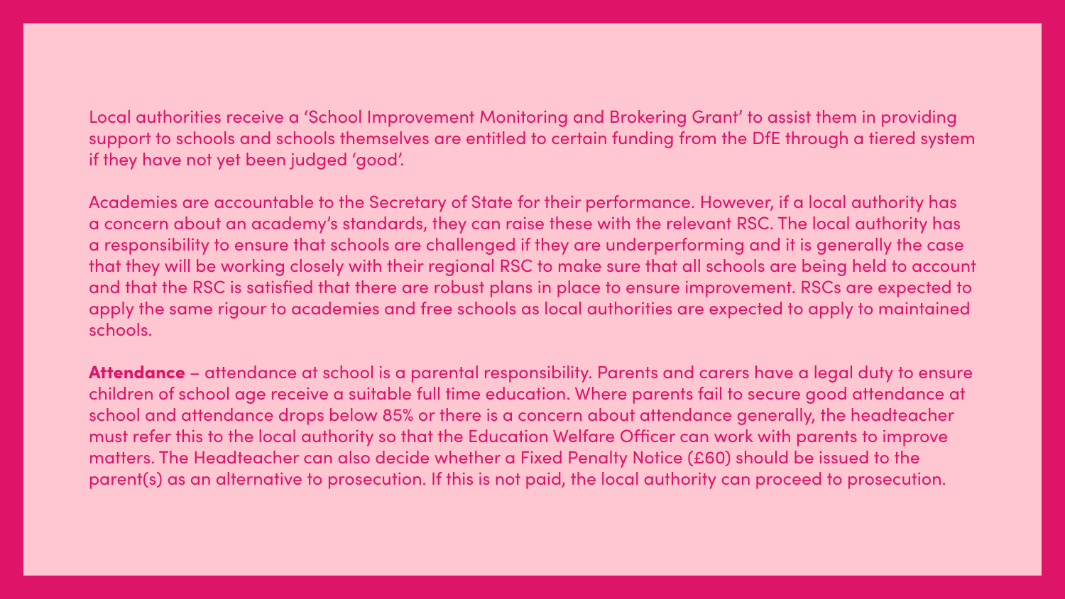Local authorities receive a 'School Improvement Monitoring and Brokering Grant' to assist them in providing support to schools and schools themselves are entitled to certain funding from the DfE through a tiered system if they have not yet been judged 'good'.

Academies are accountable to the Secretary of State for their performance. However, if a local authority has a concern about an academy's standards, they can raise these with the relevant RSC. The local authority has a responsibility to ensure that schools are challenged if they are underperforming and it is generally the case that they will be working closely with their regional RSC to make sure that all schools are being held to account and that the RSC is satisfied that there are robust plans in place to ensure improvement. RSCs are expected to apply the same rigour to academies and free schools as local authorities are expected to apply to maintained schools.

**Attendance** – attendance at school is a parental responsibility. Parents and carers have a legal duty to ensure children of school age receive a suitable full time education. Where parents fail to secure good attendance at school and attendance drops below 85% or there is a concern about attendance generally, the headteacher must refer this to the local authority so that the Education Welfare Officer can work with parents to improve matters. The Headteacher can also decide whether a Fixed Penalty Notice (£60) should be issued to the parent(s) as an alternative to prosecution. If this is not paid, the local authority can proceed to prosecution.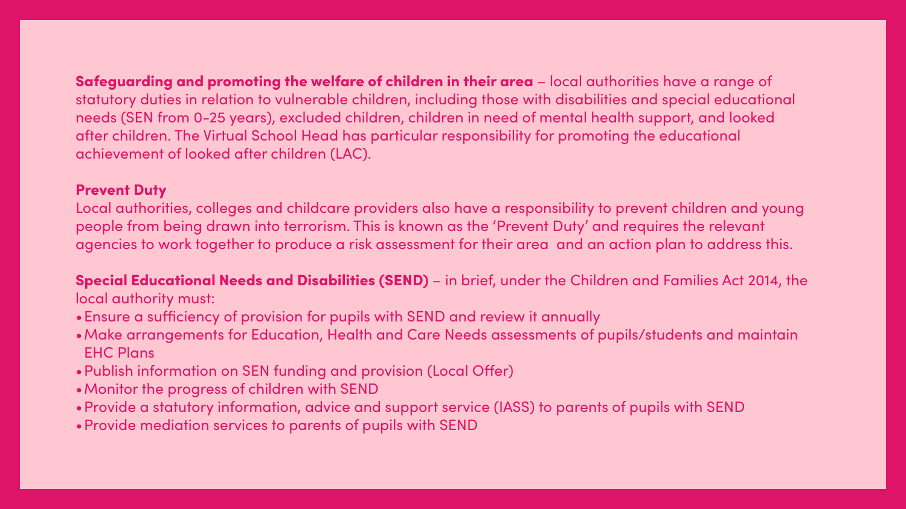**Safeguarding and promoting the welfare of children in their area** – local authorities have a range of statutory duties in relation to vulnerable children, including those with disabilities and special educational needs (SEN from 0-25 years), excluded children, children in need of mental health support, and looked after children. The Virtual School Head has particular responsibility for promoting the educational achievement of looked after children (LAC).

**Prevent Duty**

Local authorities, colleges and childcare providers also have a responsibility to prevent children and young people from being drawn into terrorism. This is known as the 'Prevent Duty' and requires the relevant agencies to work together to produce a risk assessment for their area and an action plan to address this.

**Special Educational Needs and Disabilities (SEND)** – in brief, under the Children and Families Act 2014, the local authority must:

- Ensure a sufficiency of provision for pupils with SEND and review it annually
- Make arrangements for Education, Health and Care Needs assessments of pupils/students and maintain EHC Plans
- Publish information on SEN funding and provision (Local Offer)
- Monitor the progress of children with SEND
- Provide a statutory information, advice and support service (IASS) to parents of pupils with SEND
- Provide mediation services to parents of pupils with SEND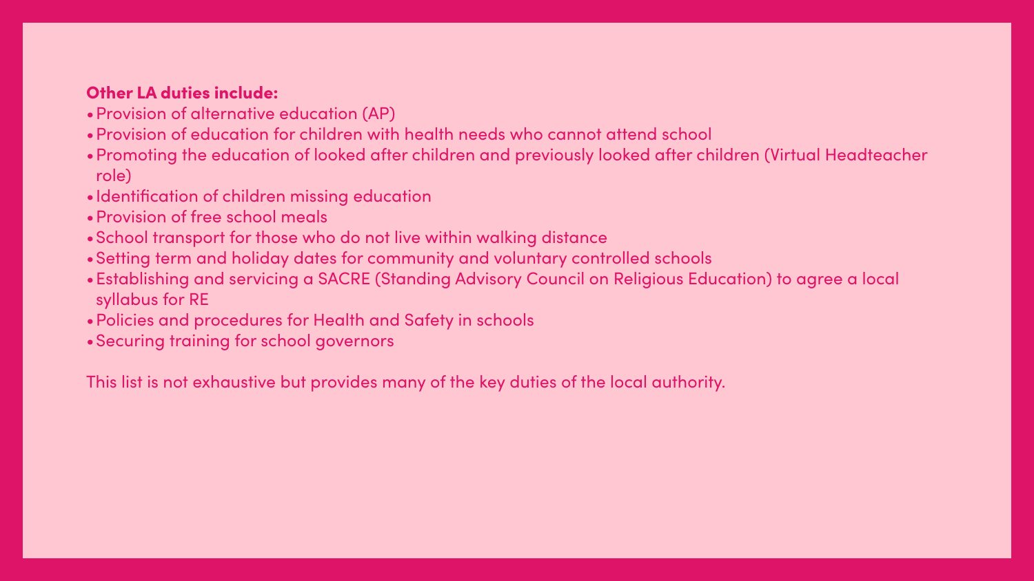**Other LA duties include:**

- Provision of alternative education (AP)
- Provision of education for children with health needs who cannot attend school
- Promoting the education of looked after children and previously looked after children (Virtual Headteacher role)
- Identification of children missing education
- Provision of free school meals
- School transport for those who do not live within walking distance
- Setting term and holiday dates for community and voluntary controlled schools
- Establishing and servicing a SACRE (Standing Advisory Council on Religious Education) to agree a local syllabus for RE
- Policies and procedures for Health and Safety in schools
- Securing training for school governors

This list is not exhaustive but provides many of the key duties of the local authority.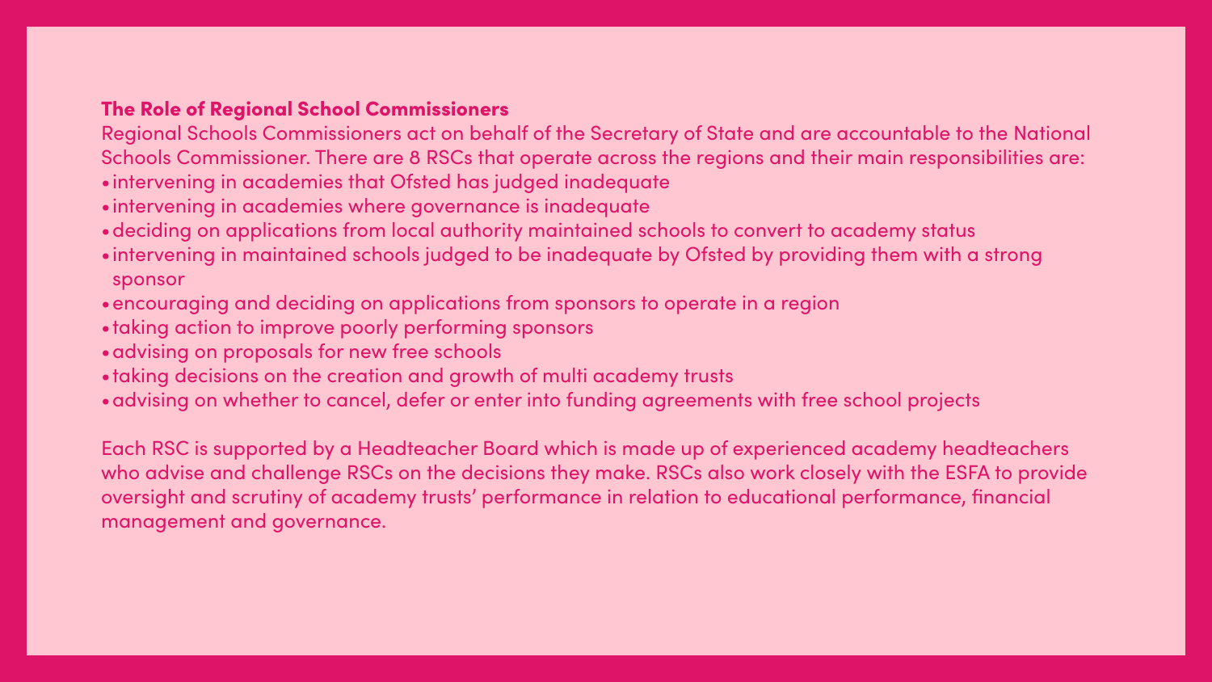### The Role of Regional School Commissioners

Regional Schools Commissioners act on behalf of the Secretary of State and are accountable to the National Schools Commissioner. There are 8 RSCs that operate across the regions and their main responsibilities are:

- intervening in academies that Ofsted has judged inadequate
- intervening in academies where governance is inadequate
- deciding on applications from local authority maintained schools to convert to academy status
- intervening in maintained schools judged to be inadequate by Ofsted by providing them with a strong sponsor
- encouraging and deciding on applications from sponsors to operate in a region
- taking action to improve poorly performing sponsors
- advising on proposals for new free schools
- taking decisions on the creation and growth of multi academy trusts
- advising on whether to cancel, defer or enter into funding agreements with free school projects

Each RSC is supported by a Headteacher Board which is made up of experienced academy headteachers who advise and challenge RSCs on the decisions they make. RSCs also work closely with the ESFA to provide oversight and scrutiny of academy trusts' performance in relation to educational performance, financial management and governance.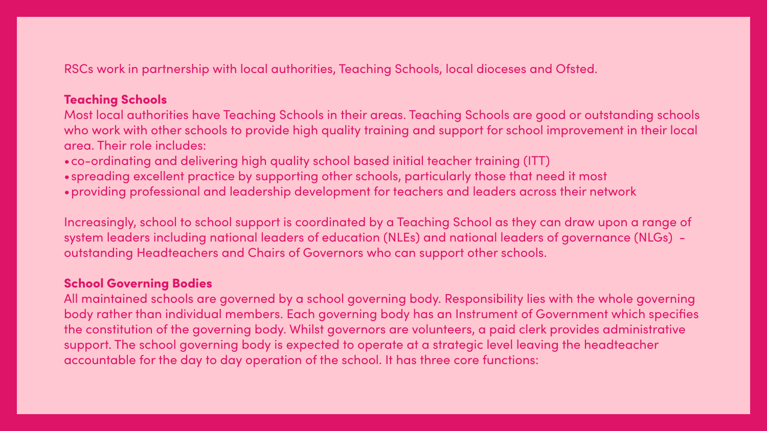RSCs work in partnership with local authorities, Teaching Schools, local dioceses and Ofsted.

### Teaching Schools

Most local authorities have Teaching Schools in their areas. Teaching Schools are good or outstanding schools who work with other schools to provide high quality training and support for school improvement in their local area. Their role includes:

- co-ordinating and delivering high quality school based initial teacher training (ITT)
- spreading excellent practice by supporting other schools, particularly those that need it most
- providing professional and leadership development for teachers and leaders across their network

Increasingly, school to school support is coordinated by a Teaching School as they can draw upon a range of system leaders including national leaders of education (NLEs) and national leaders of governance (NLGs) - outstanding Headteachers and Chairs of Governors who can support other schools.

### School Governing Bodies

All maintained schools are governed by a school governing body. Responsibility lies with the whole governing body rather than individual members. Each governing body has an Instrument of Government which specifies the constitution of the governing body. Whilst governors are volunteers, a paid clerk provides administrative support. The school governing body is expected to operate at a strategic level leaving the headteacher accountable for the day to day operation of the school. It has three core functions: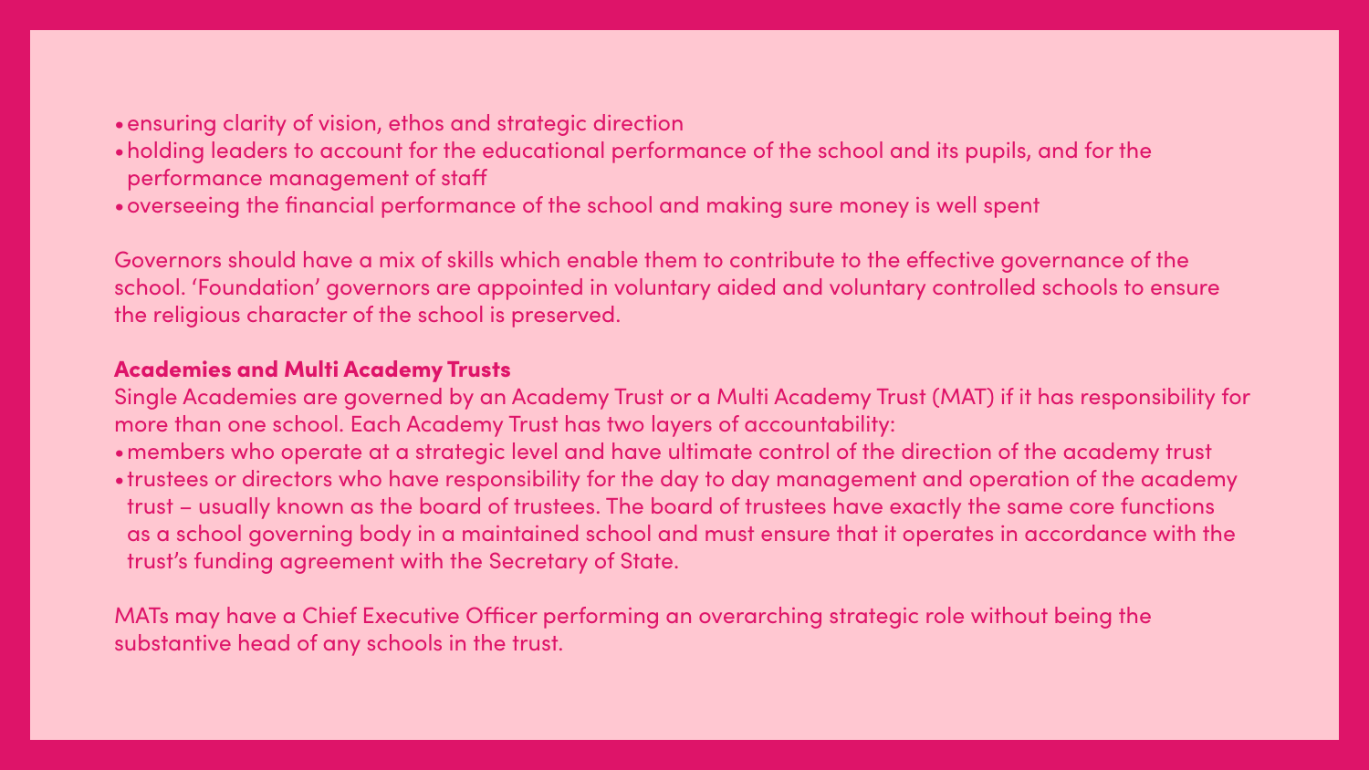- ensuring clarity of vision, ethos and strategic direction
- holding leaders to account for the educational performance of the school and its pupils, and for the performance management of staff
- overseeing the financial performance of the school and making sure money is well spent

Governors should have a mix of skills which enable them to contribute to the effective governance of the school. 'Foundation' governors are appointed in voluntary aided and voluntary controlled schools to ensure the religious character of the school is preserved.

**Academies and Multi Academy Trusts**

Single Academies are governed by an Academy Trust or a Multi Academy Trust (MAT) if it has responsibility for more than one school. Each Academy Trust has two layers of accountability:

- members who operate at a strategic level and have ultimate control of the direction of the academy trust
- trustees or directors who have responsibility for the day to day management and operation of the academy trust – usually known as the board of trustees. The board of trustees have exactly the same core functions as a school governing body in a maintained school and must ensure that it operates in accordance with the trust's funding agreement with the Secretary of State.

MATs may have a Chief Executive Officer performing an overarching strategic role without being the substantive head of any schools in the trust.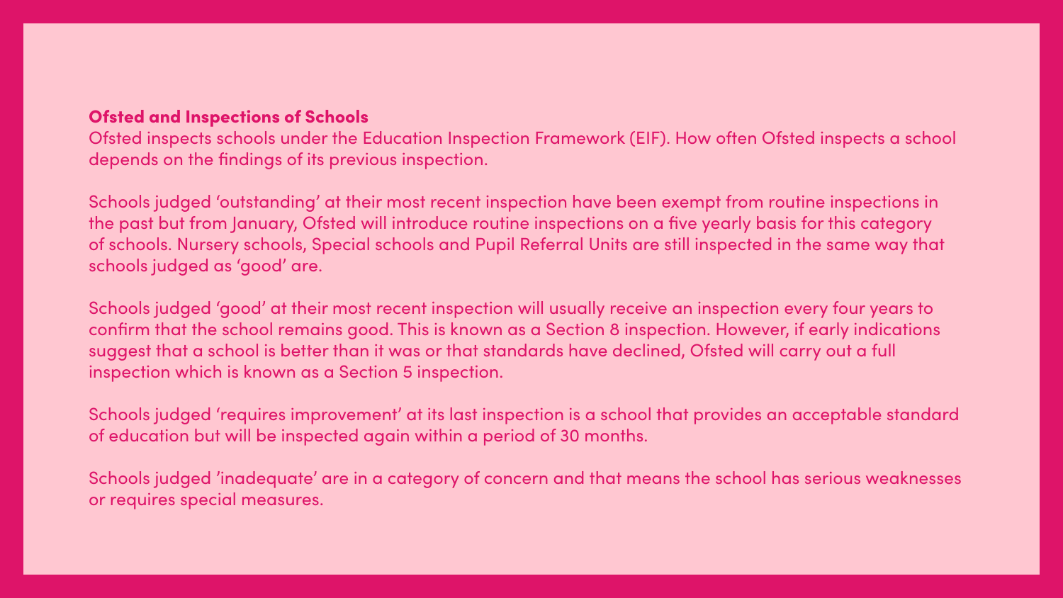## Ofsted and Inspections of Schools

Ofsted inspects schools under the Education Inspection Framework (EIF). How often Ofsted inspects a school depends on the findings of its previous inspection.

Schools judged 'outstanding' at their most recent inspection have been exempt from routine inspections in the past but from January, Ofsted will introduce routine inspections on a five yearly basis for this category of schools. Nursery schools, Special schools and Pupil Referral Units are still inspected in the same way that schools judged as 'good' are.

Schools judged 'good' at their most recent inspection will usually receive an inspection every four years to confirm that the school remains good. This is known as a Section 8 inspection. However, if early indications suggest that a school is better than it was or that standards have declined, Ofsted will carry out a full inspection which is known as a Section 5 inspection.

Schools judged 'requires improvement' at its last inspection is a school that provides an acceptable standard of education but will be inspected again within a period of 30 months.

Schools judged 'inadequate' are in a category of concern and that means the school has serious weaknesses or requires special measures.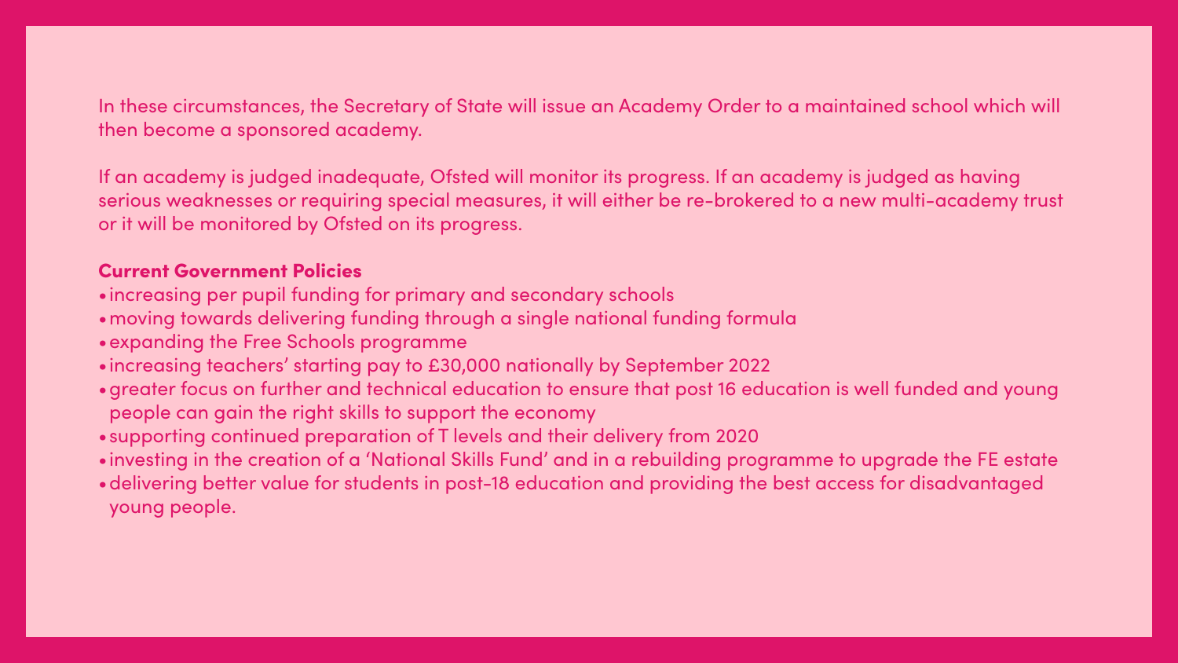In these circumstances, the Secretary of State will issue an Academy Order to a maintained school which will then become a sponsored academy.

If an academy is judged inadequate, Ofsted will monitor its progress. If an academy is judged as having serious weaknesses or requiring special measures, it will either be re-brokered to a new multi-academy trust or it will be monitored by Ofsted on its progress.

**Current Government Policies**

- increasing per pupil funding for primary and secondary schools
- moving towards delivering funding through a single national funding formula
- expanding the Free Schools programme
- increasing teachers' starting pay to £30,000 nationally by September 2022
- greater focus on further and technical education to ensure that post 16 education is well funded and young people can gain the right skills to support the economy
- supporting continued preparation of T levels and their delivery from 2020
- investing in the creation of a 'National Skills Fund' and in a rebuilding programme to upgrade the FE estate
- delivering better value for students in post-18 education and providing the best access for disadvantaged young people.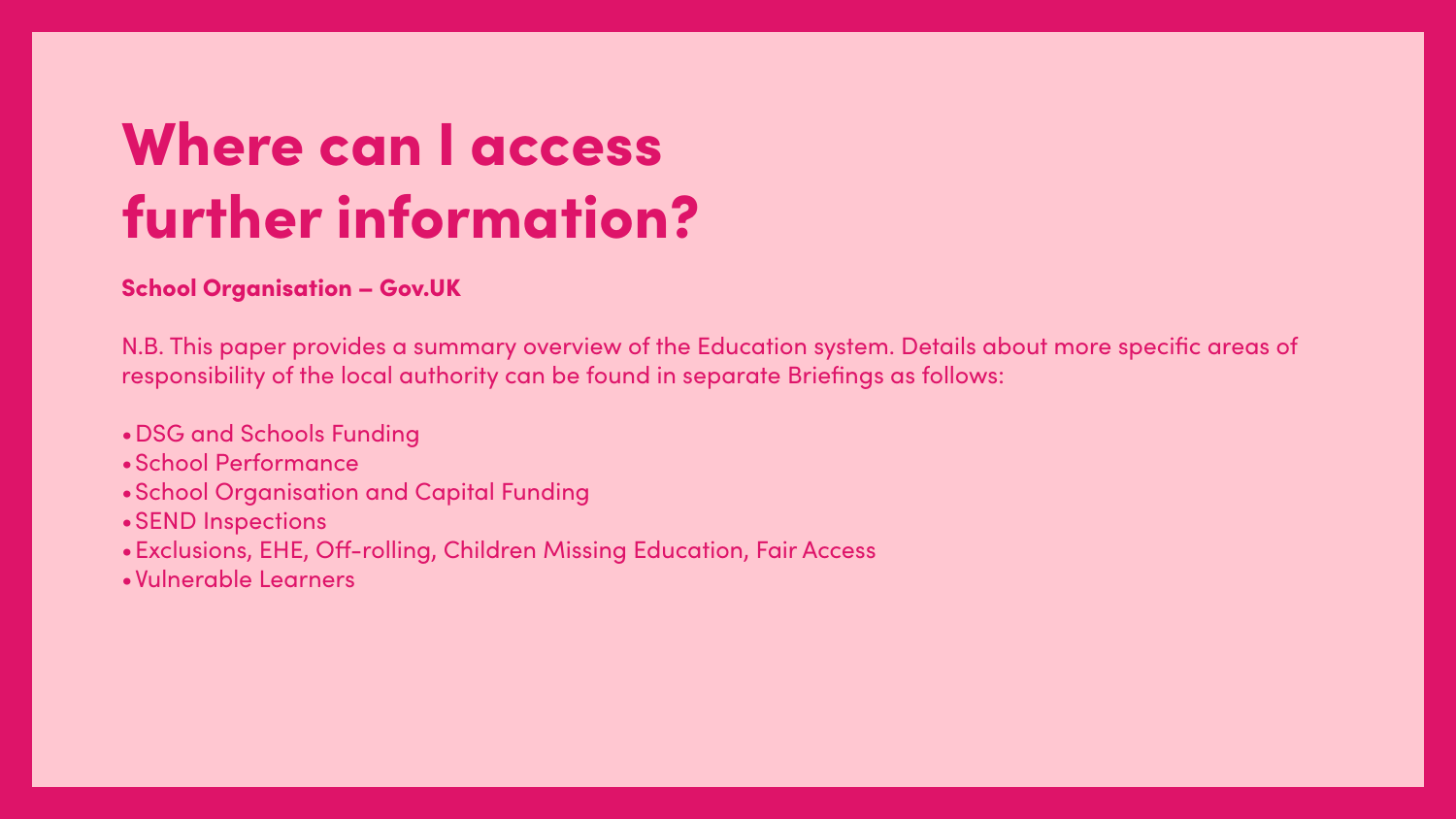# Where can I access further information?

**School Organisation – Gov.UK**

N.B. This paper provides a summary overview of the Education system. Details about more specific areas of responsibility of the local authority can be found in separate Briefings as follows:

- DSG and Schools Funding
- School Performance
- School Organisation and Capital Funding
- SEND Inspections
- Exclusions, EHE, Off-rolling, Children Missing Education, Fair Access
- Vulnerable Learners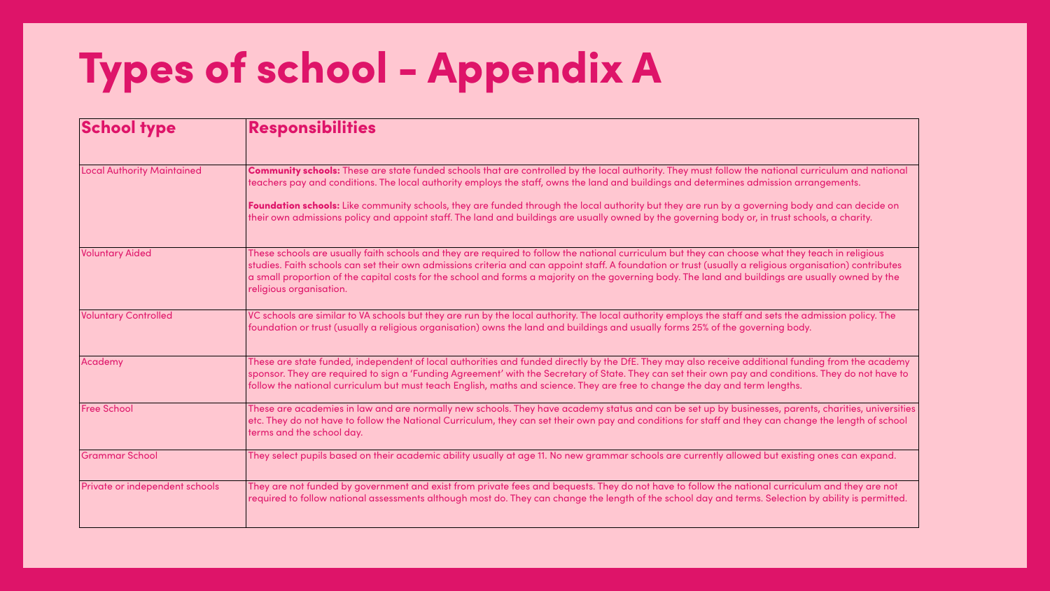# Types of school - Appendix A

| School type | Responsibilities |
|---|---|
| Local Authority Maintained | **Community schools:** These are state funded schools that are controlled by the local authority. They must follow the national curriculum and national teachers pay and conditions. The local authority employs the staff, owns the land and buildings and determines admission arrangements.<br><br>**Foundation schools:** Like community schools, they are funded through the local authority but they are run by a governing body and can decide on their own admissions policy and appoint staff. The land and buildings are usually owned by the governing body or, in trust schools, a charity. |
| Voluntary Aided | These schools are usually faith schools and they are required to follow the national curriculum but they can choose what they teach in religious studies. Faith schools can set their own admissions criteria and can appoint staff. A foundation or trust (usually a religious organisation) contributes a small proportion of the capital costs for the school and forms a majority on the governing body. The land and buildings are usually owned by the religious organisation. |
| Voluntary Controlled | VC schools are similar to VA schools but they are run by the local authority. The local authority employs the staff and sets the admission policy. The foundation or trust (usually a religious organisation) owns the land and buildings and usually forms 25% of the governing body. |
| Academy | These are state funded, independent of local authorities and funded directly by the DfE. They may also receive additional funding from the academy sponsor. They are required to sign a 'Funding Agreement' with the Secretary of State. They can set their own pay and conditions. They do not have to follow the national curriculum but must teach English, maths and science. They are free to change the day and term lengths. |
| Free School | These are academies in law and are normally new schools. They have academy status and can be set up by businesses, parents, charities, universities etc. They do not have to follow the National Curriculum, they can set their own pay and conditions for staff and they can change the length of school terms and the school day. |
| Grammar School | They select pupils based on their academic ability usually at age 11. No new grammar schools are currently allowed but existing ones can expand. |
| Private or independent schools | They are not funded by government and exist from private fees and bequests. They do not have to follow the national curriculum and they are not required to follow national assessments although most do. They can change the length of the school day and terms. Selection by ability is permitted. |